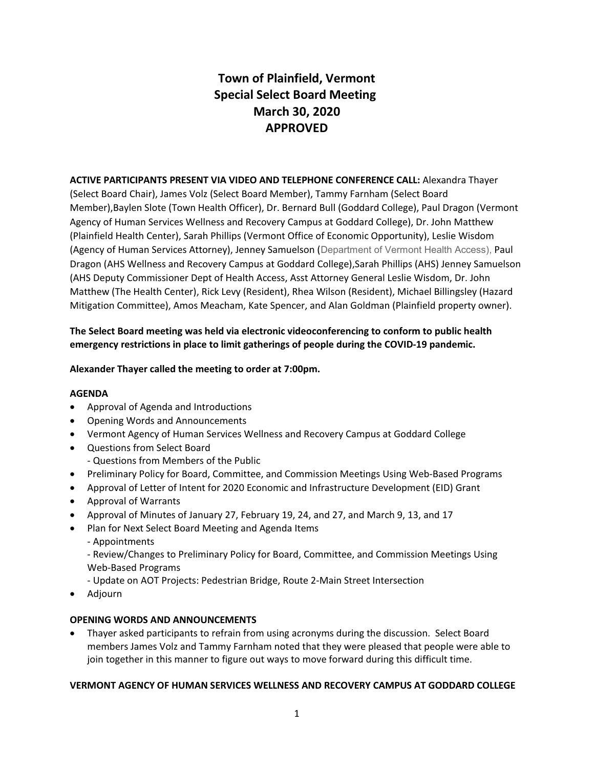# Town of Plainfield, Vermont
# Special Select Board Meeting
# March 30, 2020
# APPROVED

**ACTIVE PARTICIPANTS PRESENT VIA VIDEO AND TELEPHONE CONFERENCE CALL:** Alexandra Thayer (Select Board Chair), James Volz (Select Board Member), Tammy Farnham (Select Board Member),Baylen Slote (Town Health Officer), Dr. Bernard Bull (Goddard College), Paul Dragon (Vermont Agency of Human Services Wellness and Recovery Campus at Goddard College), Dr. John Matthew (Plainfield Health Center), Sarah Phillips (Vermont Office of Economic Opportunity), Leslie Wisdom (Agency of Human Services Attorney), Jenney Samuelson (Department of Vermont Health Access), Paul Dragon (AHS Wellness and Recovery Campus at Goddard College),Sarah Phillips (AHS) Jenney Samuelson (AHS Deputy Commissioner Dept of Health Access, Asst Attorney General Leslie Wisdom, Dr. John Matthew (The Health Center), Rick Levy (Resident), Rhea Wilson (Resident), Michael Billingsley (Hazard Mitigation Committee), Amos Meacham, Kate Spencer, and Alan Goldman (Plainfield property owner).

**The Select Board meeting was held via electronic videoconferencing to conform to public health emergency restrictions in place to limit gatherings of people during the COVID-19 pandemic.**

**Alexander Thayer called the meeting to order at 7:00pm.**

**AGENDA**

- Approval of Agenda and Introductions
- Opening Words and Announcements
- Vermont Agency of Human Services Wellness and Recovery Campus at Goddard College
- Questions from Select Board
  - Questions from Members of the Public
- Preliminary Policy for Board, Committee, and Commission Meetings Using Web-Based Programs
- Approval of Letter of Intent for 2020 Economic and Infrastructure Development (EID) Grant
- Approval of Warrants
- Approval of Minutes of January 27, February 19, 24, and 27, and March 9, 13, and 17
- Plan for Next Select Board Meeting and Agenda Items
  - Appointments
  - Review/Changes to Preliminary Policy for Board, Committee, and Commission Meetings Using Web-Based Programs
  - Update on AOT Projects: Pedestrian Bridge, Route 2-Main Street Intersection
- Adjourn

**OPENING WORDS AND ANNOUNCEMENTS**

- Thayer asked participants to refrain from using acronyms during the discussion. Select Board members James Volz and Tammy Farnham noted that they were pleased that people were able to join together in this manner to figure out ways to move forward during this difficult time.

**VERMONT AGENCY OF HUMAN SERVICES WELLNESS AND RECOVERY CAMPUS AT GODDARD COLLEGE**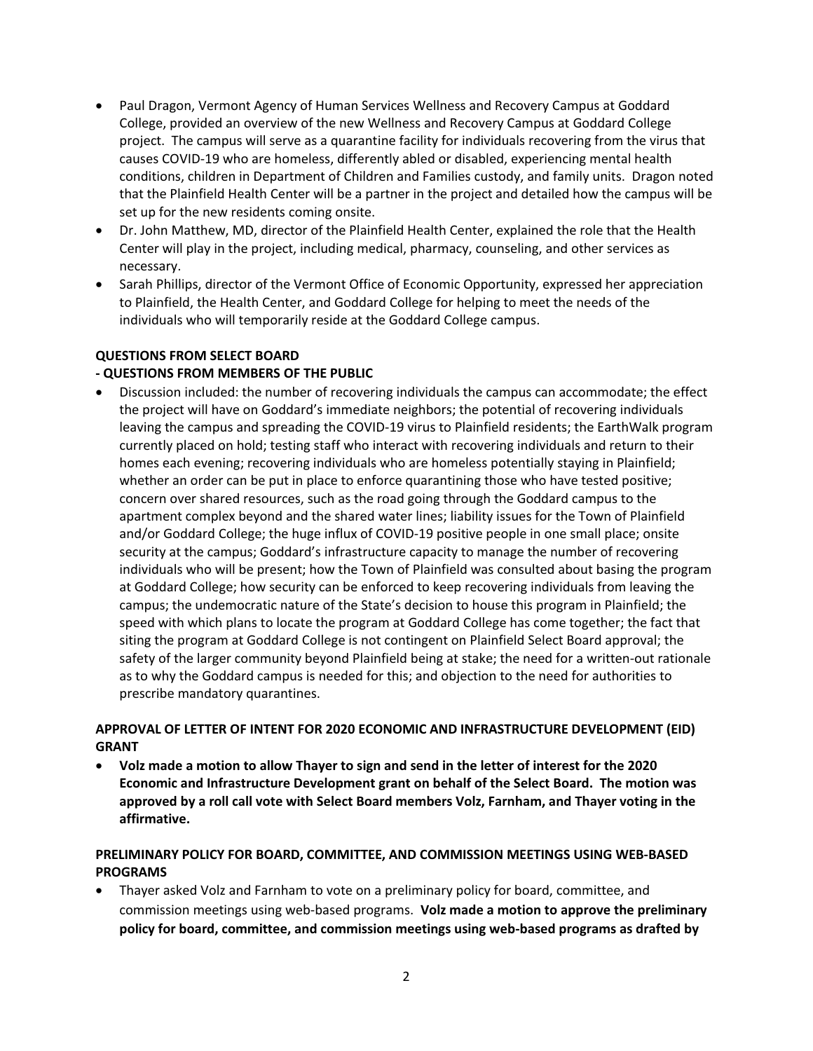- Paul Dragon, Vermont Agency of Human Services Wellness and Recovery Campus at Goddard College, provided an overview of the new Wellness and Recovery Campus at Goddard College project. The campus will serve as a quarantine facility for individuals recovering from the virus that causes COVID-19 who are homeless, differently abled or disabled, experiencing mental health conditions, children in Department of Children and Families custody, and family units. Dragon noted that the Plainfield Health Center will be a partner in the project and detailed how the campus will be set up for the new residents coming onsite.
- Dr. John Matthew, MD, director of the Plainfield Health Center, explained the role that the Health Center will play in the project, including medical, pharmacy, counseling, and other services as necessary.
- Sarah Phillips, director of the Vermont Office of Economic Opportunity, expressed her appreciation to Plainfield, the Health Center, and Goddard College for helping to meet the needs of the individuals who will temporarily reside at the Goddard College campus.

**QUESTIONS FROM SELECT BOARD**

**- QUESTIONS FROM MEMBERS OF THE PUBLIC**

- Discussion included: the number of recovering individuals the campus can accommodate; the effect the project will have on Goddard's immediate neighbors; the potential of recovering individuals leaving the campus and spreading the COVID-19 virus to Plainfield residents; the EarthWalk program currently placed on hold; testing staff who interact with recovering individuals and return to their homes each evening; recovering individuals who are homeless potentially staying in Plainfield; whether an order can be put in place to enforce quarantining those who have tested positive; concern over shared resources, such as the road going through the Goddard campus to the apartment complex beyond and the shared water lines; liability issues for the Town of Plainfield and/or Goddard College; the huge influx of COVID-19 positive people in one small place; onsite security at the campus; Goddard's infrastructure capacity to manage the number of recovering individuals who will be present; how the Town of Plainfield was consulted about basing the program at Goddard College; how security can be enforced to keep recovering individuals from leaving the campus; the undemocratic nature of the State's decision to house this program in Plainfield; the speed with which plans to locate the program at Goddard College has come together; the fact that siting the program at Goddard College is not contingent on Plainfield Select Board approval; the safety of the larger community beyond Plainfield being at stake; the need for a written-out rationale as to why the Goddard campus is needed for this; and objection to the need for authorities to prescribe mandatory quarantines.

**APPROVAL OF LETTER OF INTENT FOR 2020 ECONOMIC AND INFRASTRUCTURE DEVELOPMENT (EID) GRANT**

- **Volz made a motion to allow Thayer to sign and send in the letter of interest for the 2020 Economic and Infrastructure Development grant on behalf of the Select Board. The motion was approved by a roll call vote with Select Board members Volz, Farnham, and Thayer voting in the affirmative.**

**PRELIMINARY POLICY FOR BOARD, COMMITTEE, AND COMMISSION MEETINGS USING WEB-BASED PROGRAMS**

- Thayer asked Volz and Farnham to vote on a preliminary policy for board, committee, and commission meetings using web-based programs. **Volz made a motion to approve the preliminary policy for board, committee, and commission meetings using web-based programs as drafted by**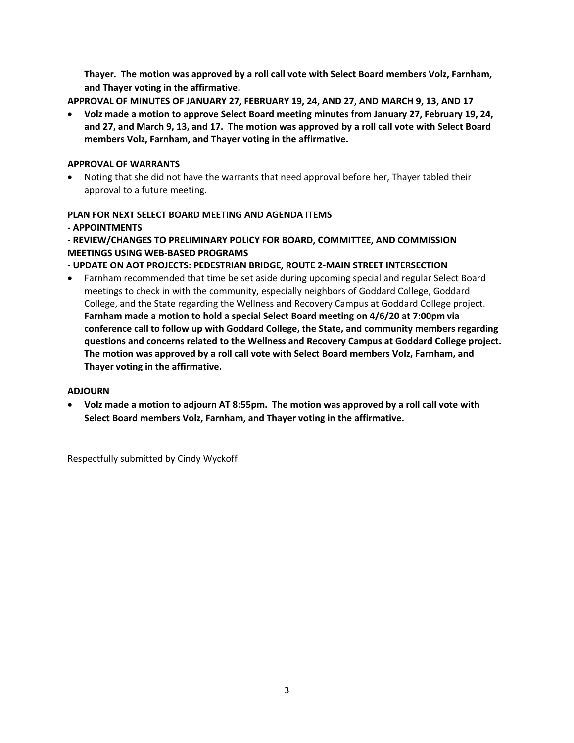**Thayer. The motion was approved by a roll call vote with Select Board members Volz, Farnham, and Thayer voting in the affirmative.**

**APPROVAL OF MINUTES OF JANUARY 27, FEBRUARY 19, 24, AND 27, AND MARCH 9, 13, AND 17**

- **Volz made a motion to approve Select Board meeting minutes from January 27, February 19, 24, and 27, and March 9, 13, and 17. The motion was approved by a roll call vote with Select Board members Volz, Farnham, and Thayer voting in the affirmative.**

**APPROVAL OF WARRANTS**

- Noting that she did not have the warrants that need approval before her, Thayer tabled their approval to a future meeting.

**PLAN FOR NEXT SELECT BOARD MEETING AND AGENDA ITEMS**
**- APPOINTMENTS**
**- REVIEW/CHANGES TO PRELIMINARY POLICY FOR BOARD, COMMITTEE, AND COMMISSION MEETINGS USING WEB-BASED PROGRAMS**
**- UPDATE ON AOT PROJECTS: PEDESTRIAN BRIDGE, ROUTE 2-MAIN STREET INTERSECTION**

- Farnham recommended that time be set aside during upcoming special and regular Select Board meetings to check in with the community, especially neighbors of Goddard College, Goddard College, and the State regarding the Wellness and Recovery Campus at Goddard College project. **Farnham made a motion to hold a special Select Board meeting on 4/6/20 at 7:00pm via conference call to follow up with Goddard College, the State, and community members regarding questions and concerns related to the Wellness and Recovery Campus at Goddard College project. The motion was approved by a roll call vote with Select Board members Volz, Farnham, and Thayer voting in the affirmative.**

**ADJOURN**

- **Volz made a motion to adjourn AT 8:55pm. The motion was approved by a roll call vote with Select Board members Volz, Farnham, and Thayer voting in the affirmative.**

Respectfully submitted by Cindy Wyckoff